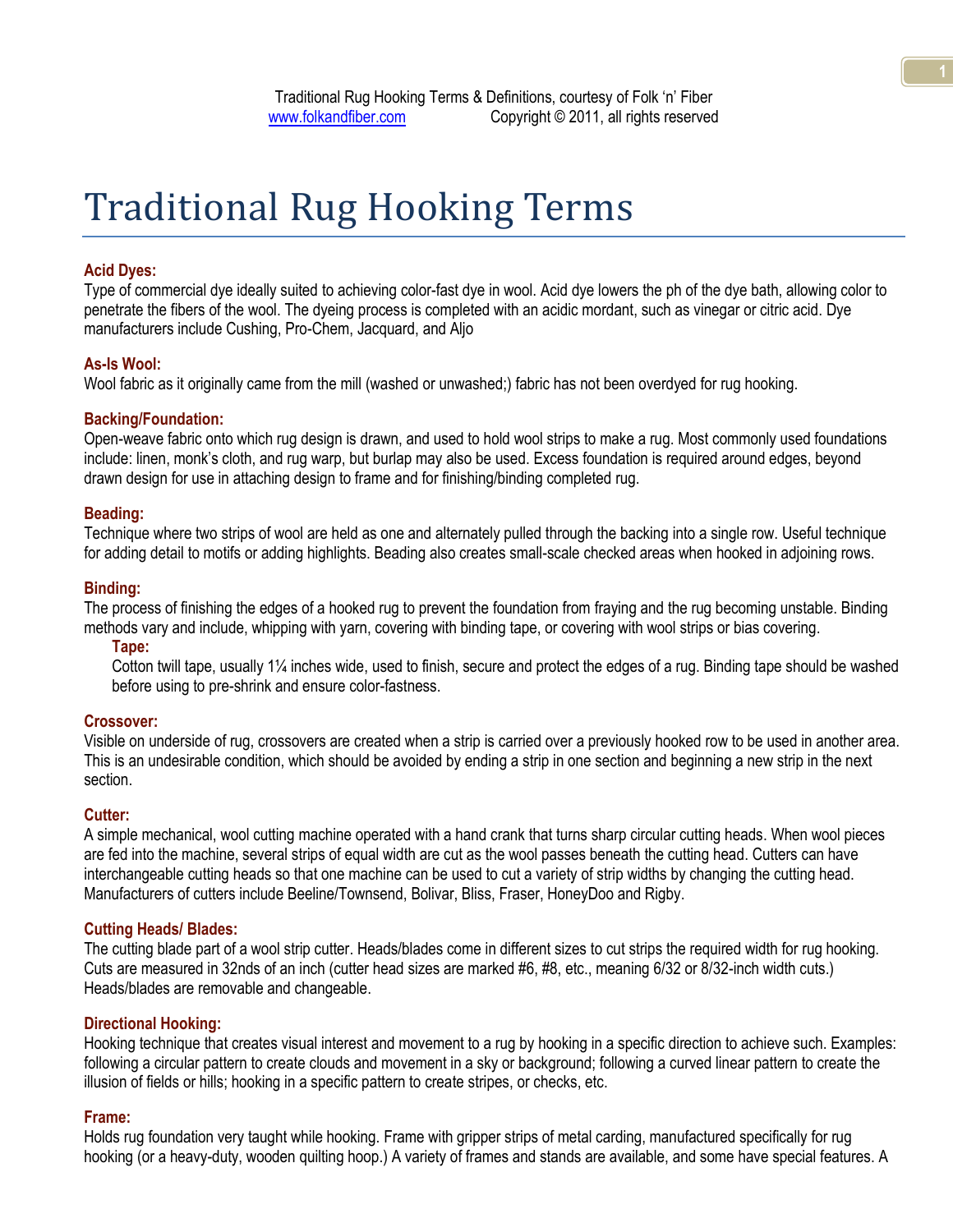Traditional Rug Hooking Terms & Definitions, courtesy of Folk 'n' Fiber
www.folkandfiber.com Copyright © 2011, all rights reserved

# Traditional Rug Hooking Terms

**Acid Dyes:**
Type of commercial dye ideally suited to achieving color-fast dye in wool. Acid dye lowers the ph of the dye bath, allowing color to penetrate the fibers of the wool. The dyeing process is completed with an acidic mordant, such as vinegar or citric acid. Dye manufacturers include Cushing, Pro-Chem, Jacquard, and Aljo

**As-Is Wool:**
Wool fabric as it originally came from the mill (washed or unwashed;) fabric has not been overdyed for rug hooking.

**Backing/Foundation:**
Open-weave fabric onto which rug design is drawn, and used to hold wool strips to make a rug. Most commonly used foundations include: linen, monk's cloth, and rug warp, but burlap may also be used. Excess foundation is required around edges, beyond drawn design for use in attaching design to frame and for finishing/binding completed rug.

**Beading:**
Technique where two strips of wool are held as one and alternately pulled through the backing into a single row. Useful technique for adding detail to motifs or adding highlights. Beading also creates small-scale checked areas when hooked in adjoining rows.

**Binding:**
The process of finishing the edges of a hooked rug to prevent the foundation from fraying and the rug becoming unstable. Binding methods vary and include, whipping with yarn, covering with binding tape, or covering with wool strips or bias covering.

**Tape:**
Cotton twill tape, usually 1¼ inches wide, used to finish, secure and protect the edges of a rug. Binding tape should be washed before using to pre-shrink and ensure color-fastness.

**Crossover:**
Visible on underside of rug, crossovers are created when a strip is carried over a previously hooked row to be used in another area. This is an undesirable condition, which should be avoided by ending a strip in one section and beginning a new strip in the next section.

**Cutter:**
A simple mechanical, wool cutting machine operated with a hand crank that turns sharp circular cutting heads. When wool pieces are fed into the machine, several strips of equal width are cut as the wool passes beneath the cutting head. Cutters can have interchangeable cutting heads so that one machine can be used to cut a variety of strip widths by changing the cutting head. Manufacturers of cutters include Beeline/Townsend, Bolivar, Bliss, Fraser, HoneyDoo and Rigby.

**Cutting Heads/ Blades:**
The cutting blade part of a wool strip cutter. Heads/blades come in different sizes to cut strips the required width for rug hooking. Cuts are measured in 32nds of an inch (cutter head sizes are marked #6, #8, etc., meaning 6/32 or 8/32-inch width cuts.) Heads/blades are removable and changeable.

**Directional Hooking:**
Hooking technique that creates visual interest and movement to a rug by hooking in a specific direction to achieve such. Examples: following a circular pattern to create clouds and movement in a sky or background; following a curved linear pattern to create the illusion of fields or hills; hooking in a specific pattern to create stripes, or checks, etc.

**Frame:**
Holds rug foundation very taught while hooking. Frame with gripper strips of metal carding, manufactured specifically for rug hooking (or a heavy-duty, wooden quilting hoop.) A variety of frames and stands are available, and some have special features. A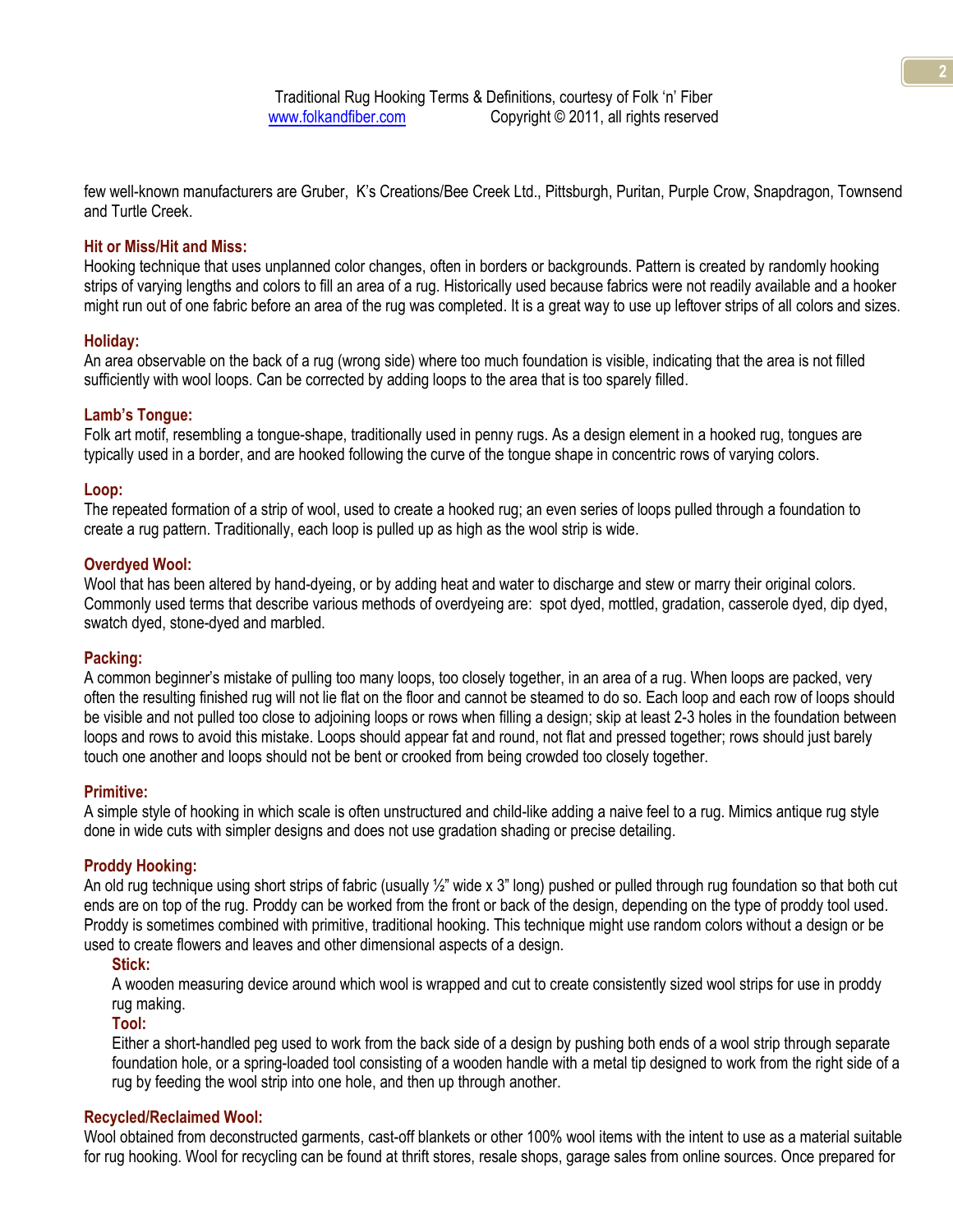few well-known manufacturers are Gruber,  K's Creations/Bee Creek Ltd., Pittsburgh, Puritan, Purple Crow, Snapdragon, Townsend and Turtle Creek.

**Hit or Miss/Hit and Miss:**
Hooking technique that uses unplanned color changes, often in borders or backgrounds. Pattern is created by randomly hooking strips of varying lengths and colors to fill an area of a rug. Historically used because fabrics were not readily available and a hooker might run out of one fabric before an area of the rug was completed. It is a great way to use up leftover strips of all colors and sizes.

**Holiday:**
An area observable on the back of a rug (wrong side) where too much foundation is visible, indicating that the area is not filled sufficiently with wool loops. Can be corrected by adding loops to the area that is too sparely filled.

**Lamb's Tongue:**
Folk art motif, resembling a tongue-shape, traditionally used in penny rugs. As a design element in a hooked rug, tongues are typically used in a border, and are hooked following the curve of the tongue shape in concentric rows of varying colors.

**Loop:**
The repeated formation of a strip of wool, used to create a hooked rug; an even series of loops pulled through a foundation to create a rug pattern. Traditionally, each loop is pulled up as high as the wool strip is wide.

**Overdyed Wool:**
Wool that has been altered by hand-dyeing, or by adding heat and water to discharge and stew or marry their original colors. Commonly used terms that describe various methods of overdyeing are:  spot dyed, mottled, gradation, casserole dyed, dip dyed, swatch dyed, stone-dyed and marbled.

**Packing:**
A common beginner's mistake of pulling too many loops, too closely together, in an area of a rug. When loops are packed, very often the resulting finished rug will not lie flat on the floor and cannot be steamed to do so. Each loop and each row of loops should be visible and not pulled too close to adjoining loops or rows when filling a design; skip at least 2-3 holes in the foundation between loops and rows to avoid this mistake. Loops should appear fat and round, not flat and pressed together; rows should just barely touch one another and loops should not be bent or crooked from being crowded too closely together.

**Primitive:**
A simple style of hooking in which scale is often unstructured and child-like adding a naive feel to a rug. Mimics antique rug style done in wide cuts with simpler designs and does not use gradation shading or precise detailing.

**Proddy Hooking:**
An old rug technique using short strips of fabric (usually ½" wide x 3" long) pushed or pulled through rug foundation so that both cut ends are on top of the rug. Proddy can be worked from the front or back of the design, depending on the type of proddy tool used. Proddy is sometimes combined with primitive, traditional hooking. This technique might use random colors without a design or be used to create flowers and leaves and other dimensional aspects of a design.

**Stick:**
A wooden measuring device around which wool is wrapped and cut to create consistently sized wool strips for use in proddy rug making.

**Tool:**
Either a short-handled peg used to work from the back side of a design by pushing both ends of a wool strip through separate foundation hole, or a spring-loaded tool consisting of a wooden handle with a metal tip designed to work from the right side of a rug by feeding the wool strip into one hole, and then up through another.

**Recycled/Reclaimed Wool:**
Wool obtained from deconstructed garments, cast-off blankets or other 100% wool items with the intent to use as a material suitable for rug hooking. Wool for recycling can be found at thrift stores, resale shops, garage sales from online sources. Once prepared for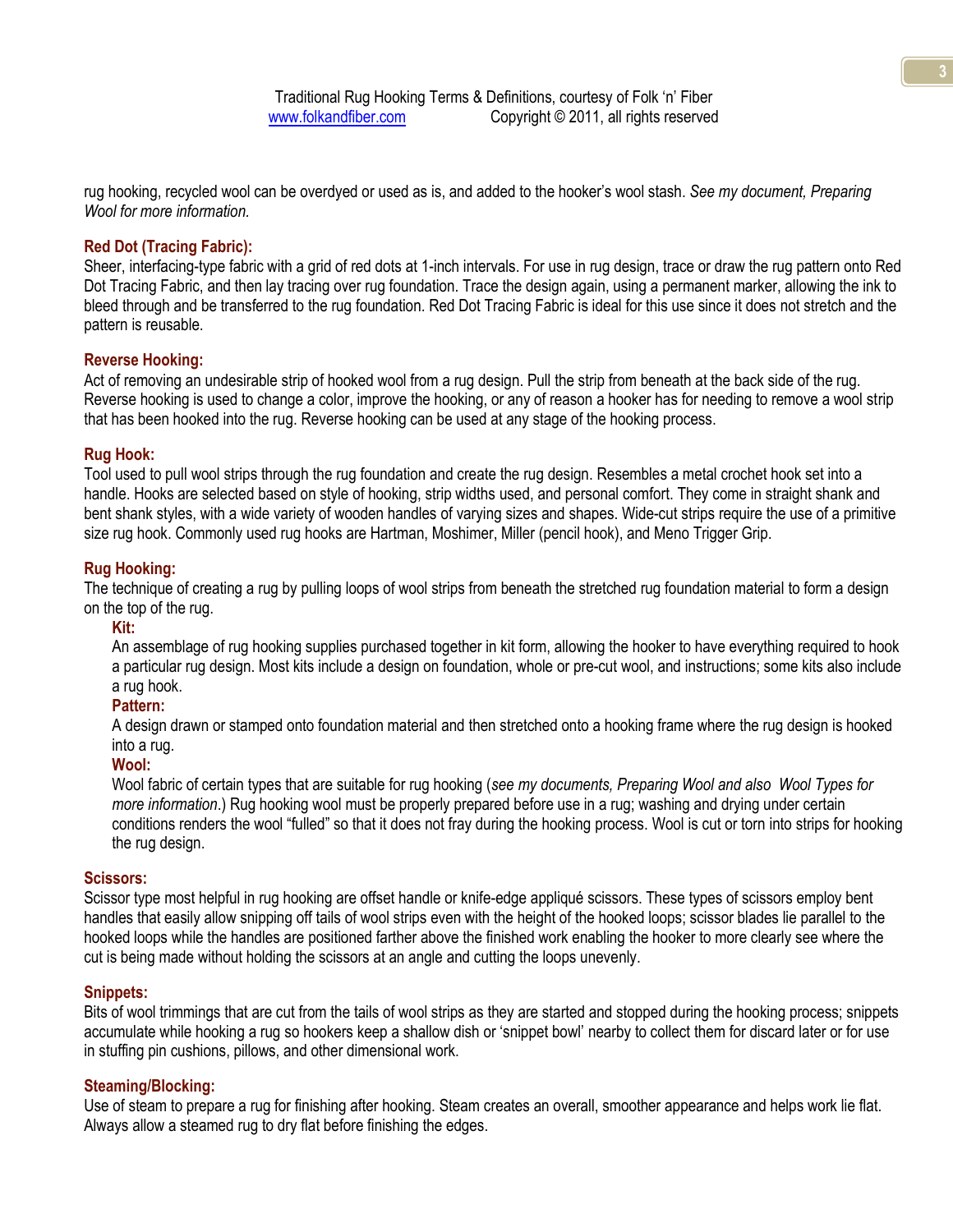rug hooking, recycled wool can be overdyed or used as is, and added to the hooker's wool stash. *See my document, Preparing Wool for more information.*

### Red Dot (Tracing Fabric):

Sheer, interfacing-type fabric with a grid of red dots at 1-inch intervals. For use in rug design, trace or draw the rug pattern onto Red Dot Tracing Fabric, and then lay tracing over rug foundation. Trace the design again, using a permanent marker, allowing the ink to bleed through and be transferred to the rug foundation. Red Dot Tracing Fabric is ideal for this use since it does not stretch and the pattern is reusable.

### Reverse Hooking:

Act of removing an undesirable strip of hooked wool from a rug design. Pull the strip from beneath at the back side of the rug. Reverse hooking is used to change a color, improve the hooking, or any of reason a hooker has for needing to remove a wool strip that has been hooked into the rug. Reverse hooking can be used at any stage of the hooking process.

### Rug Hook:

Tool used to pull wool strips through the rug foundation and create the rug design. Resembles a metal crochet hook set into a handle. Hooks are selected based on style of hooking, strip widths used, and personal comfort. They come in straight shank and bent shank styles, with a wide variety of wooden handles of varying sizes and shapes. Wide-cut strips require the use of a primitive size rug hook. Commonly used rug hooks are Hartman, Moshimer, Miller (pencil hook), and Meno Trigger Grip.

### Rug Hooking:

The technique of creating a rug by pulling loops of wool strips from beneath the stretched rug foundation material to form a design on the top of the rug.

#### Kit:

An assemblage of rug hooking supplies purchased together in kit form, allowing the hooker to have everything required to hook a particular rug design. Most kits include a design on foundation, whole or pre-cut wool, and instructions; some kits also include a rug hook.

#### Pattern:

A design drawn or stamped onto foundation material and then stretched onto a hooking frame where the rug design is hooked into a rug.

#### Wool:

Wool fabric of certain types that are suitable for rug hooking (*see my documents, Preparing Wool and also Wool Types for more information*.) Rug hooking wool must be properly prepared before use in a rug; washing and drying under certain conditions renders the wool "fulled" so that it does not fray during the hooking process. Wool is cut or torn into strips for hooking the rug design.

### Scissors:

Scissor type most helpful in rug hooking are offset handle or knife-edge appliqué scissors. These types of scissors employ bent handles that easily allow snipping off tails of wool strips even with the height of the hooked loops; scissor blades lie parallel to the hooked loops while the handles are positioned farther above the finished work enabling the hooker to more clearly see where the cut is being made without holding the scissors at an angle and cutting the loops unevenly.

### Snippets:

Bits of wool trimmings that are cut from the tails of wool strips as they are started and stopped during the hooking process; snippets accumulate while hooking a rug so hookers keep a shallow dish or 'snippet bowl' nearby to collect them for discard later or for use in stuffing pin cushions, pillows, and other dimensional work.

### Steaming/Blocking:

Use of steam to prepare a rug for finishing after hooking. Steam creates an overall, smoother appearance and helps work lie flat. Always allow a steamed rug to dry flat before finishing the edges.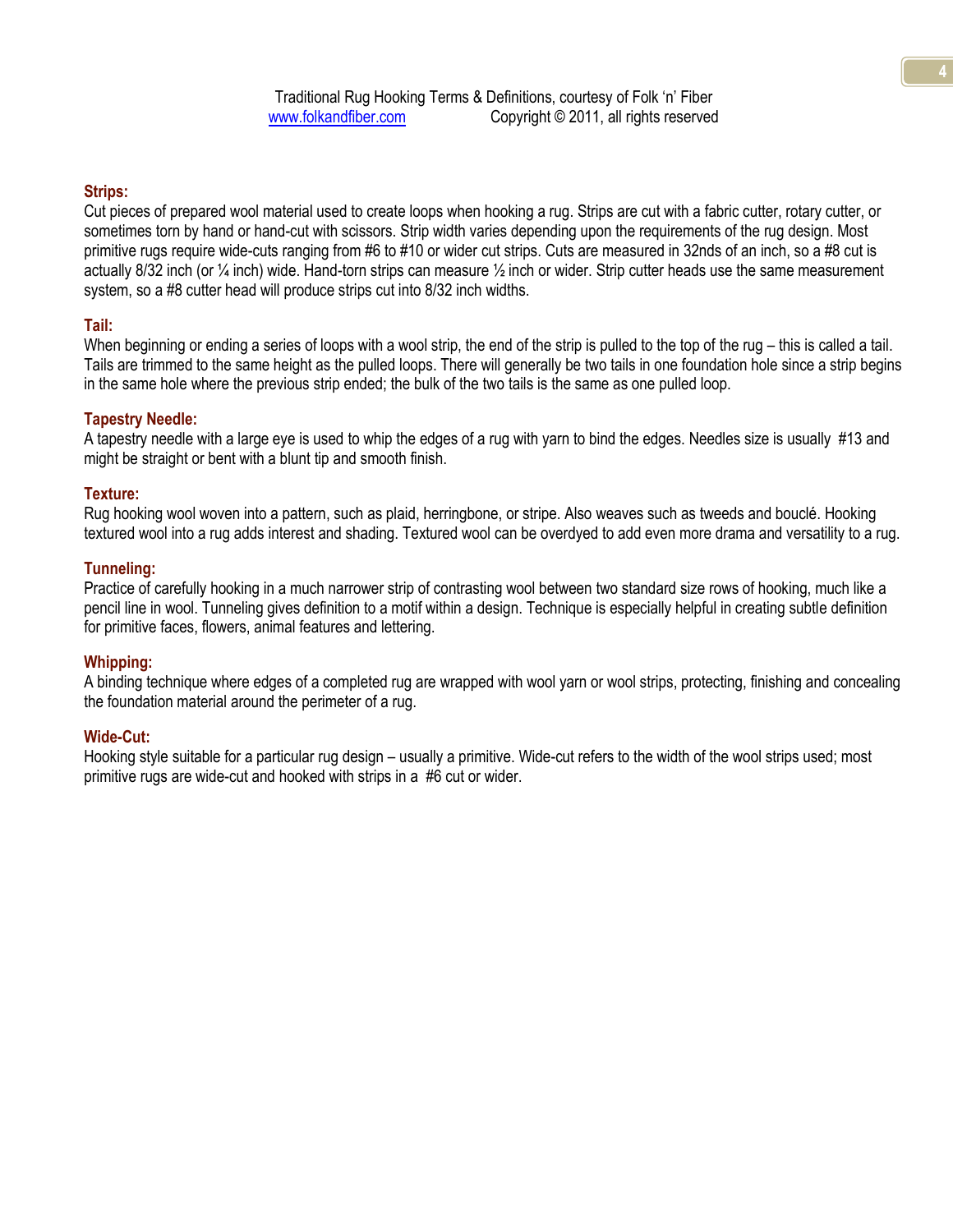### Strips:

Cut pieces of prepared wool material used to create loops when hooking a rug. Strips are cut with a fabric cutter, rotary cutter, or sometimes torn by hand or hand-cut with scissors. Strip width varies depending upon the requirements of the rug design. Most primitive rugs require wide-cuts ranging from #6 to #10 or wider cut strips. Cuts are measured in 32nds of an inch, so a #8 cut is actually 8/32 inch (or ¼ inch) wide. Hand-torn strips can measure ½ inch or wider. Strip cutter heads use the same measurement system, so a #8 cutter head will produce strips cut into 8/32 inch widths.

### Tail:

When beginning or ending a series of loops with a wool strip, the end of the strip is pulled to the top of the rug – this is called a tail. Tails are trimmed to the same height as the pulled loops. There will generally be two tails in one foundation hole since a strip begins in the same hole where the previous strip ended; the bulk of the two tails is the same as one pulled loop.

### Tapestry Needle:

A tapestry needle with a large eye is used to whip the edges of a rug with yarn to bind the edges. Needles size is usually #13 and might be straight or bent with a blunt tip and smooth finish.

### Texture:

Rug hooking wool woven into a pattern, such as plaid, herringbone, or stripe. Also weaves such as tweeds and bouclé. Hooking textured wool into a rug adds interest and shading. Textured wool can be overdyed to add even more drama and versatility to a rug.

### Tunneling:

Practice of carefully hooking in a much narrower strip of contrasting wool between two standard size rows of hooking, much like a pencil line in wool. Tunneling gives definition to a motif within a design. Technique is especially helpful in creating subtle definition for primitive faces, flowers, animal features and lettering.

### Whipping:

A binding technique where edges of a completed rug are wrapped with wool yarn or wool strips, protecting, finishing and concealing the foundation material around the perimeter of a rug.

### Wide-Cut:

Hooking style suitable for a particular rug design – usually a primitive. Wide-cut refers to the width of the wool strips used; most primitive rugs are wide-cut and hooked with strips in a #6 cut or wider.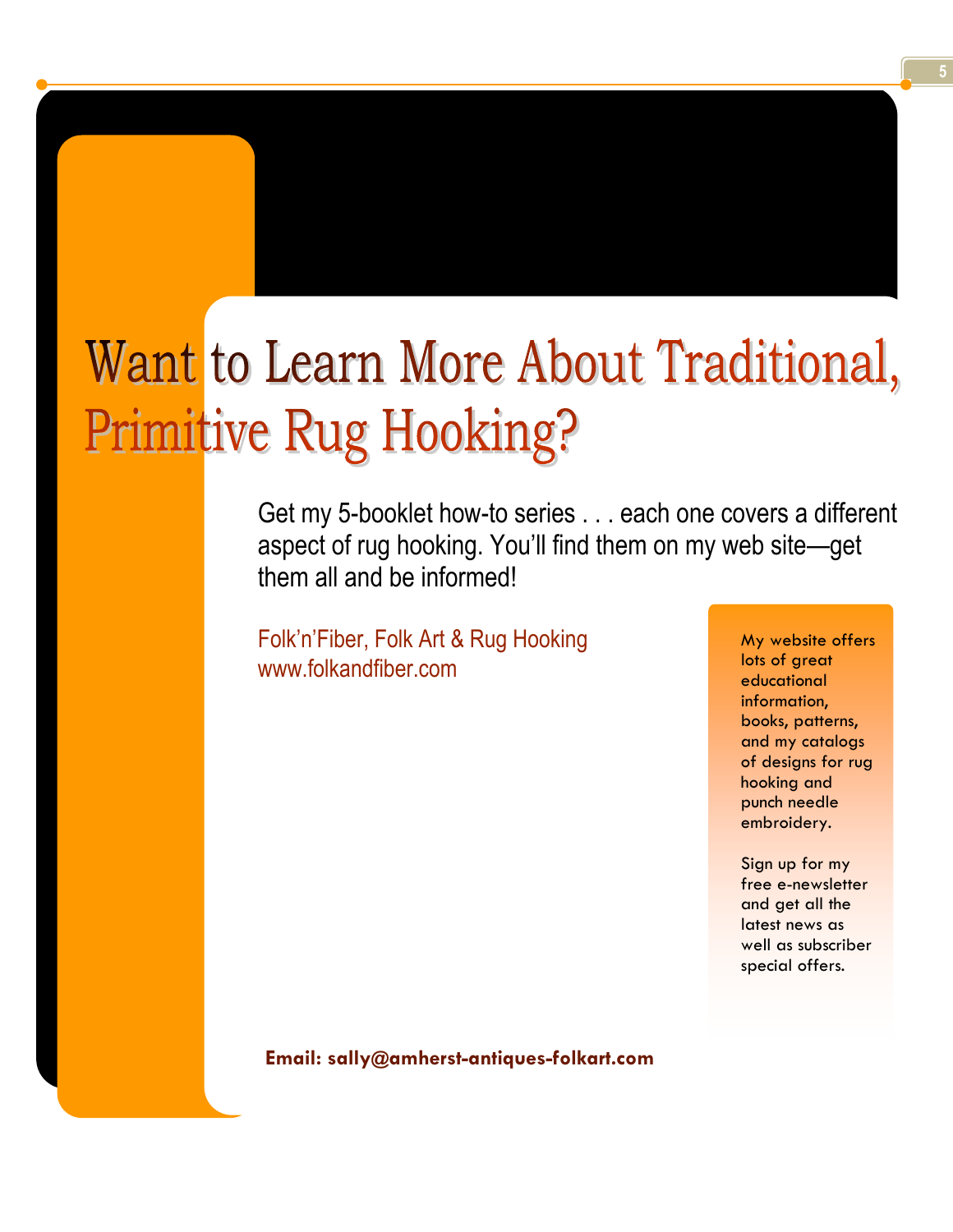# Want to Learn More About Traditional, Primitive Rug Hooking?

Get my 5-booklet how-to series . . . each one covers a different aspect of rug hooking. You'll find them on my web site—get them all and be informed!

Folk'n'Fiber, Folk Art & Rug Hooking
www.folkandfiber.com

My website offers lots of great educational information, books, patterns, and my catalogs of designs for rug hooking and punch needle embroidery.

Sign up for my free e-newsletter and get all the latest news as well as subscriber special offers.

**Email: sally@amherst-antiques-folkart.com**